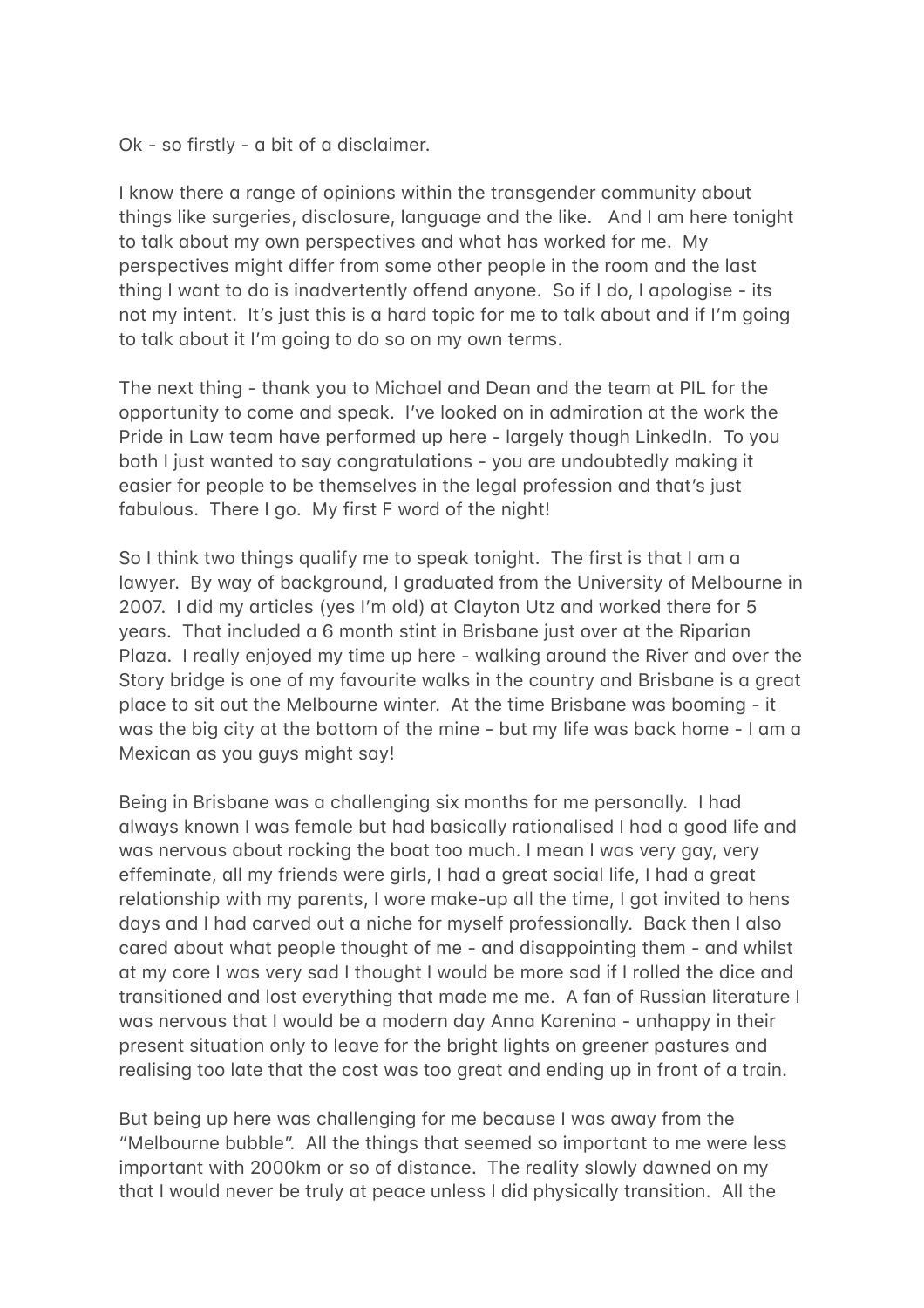Ok - so firstly - a bit of a disclaimer.

I know there a range of opinions within the transgender community about things like surgeries, disclosure, language and the like. And I am here tonight to talk about my own perspectives and what has worked for me. My perspectives might differ from some other people in the room and the last thing I want to do is inadvertently offend anyone. So if I do, I apologise - its not my intent. It's just this is a hard topic for me to talk about and if I'm going to talk about it I'm going to do so on my own terms.

The next thing - thank you to Michael and Dean and the team at PIL for the opportunity to come and speak. I've looked on in admiration at the work the Pride in Law team have performed up here - largely though LinkedIn. To you both I just wanted to say congratulations - you are undoubtedly making it easier for people to be themselves in the legal profession and that's just fabulous. There I go. My first F word of the night!

So I think two things qualify me to speak tonight. The first is that I am a lawyer. By way of background, I graduated from the University of Melbourne in 2007. I did my articles (yes I'm old) at Clayton Utz and worked there for 5 years. That included a 6 month stint in Brisbane just over at the Riparian Plaza. I really enjoyed my time up here - walking around the River and over the Story bridge is one of my favourite walks in the country and Brisbane is a great place to sit out the Melbourne winter. At the time Brisbane was booming - it was the big city at the bottom of the mine - but my life was back home - I am a Mexican as you guys might say!

Being in Brisbane was a challenging six months for me personally. I had always known I was female but had basically rationalised I had a good life and was nervous about rocking the boat too much. I mean I was very gay, very effeminate, all my friends were girls, I had a great social life, I had a great relationship with my parents, I wore make-up all the time, I got invited to hens days and I had carved out a niche for myself professionally. Back then I also cared about what people thought of me - and disappointing them - and whilst at my core I was very sad I thought I would be more sad if I rolled the dice and transitioned and lost everything that made me me. A fan of Russian literature I was nervous that I would be a modern day Anna Karenina - unhappy in their present situation only to leave for the bright lights on greener pastures and realising too late that the cost was too great and ending up in front of a train.

But being up here was challenging for me because I was away from the "Melbourne bubble". All the things that seemed so important to me were less important with 2000km or so of distance. The reality slowly dawned on my that I would never be truly at peace unless I did physically transition. All the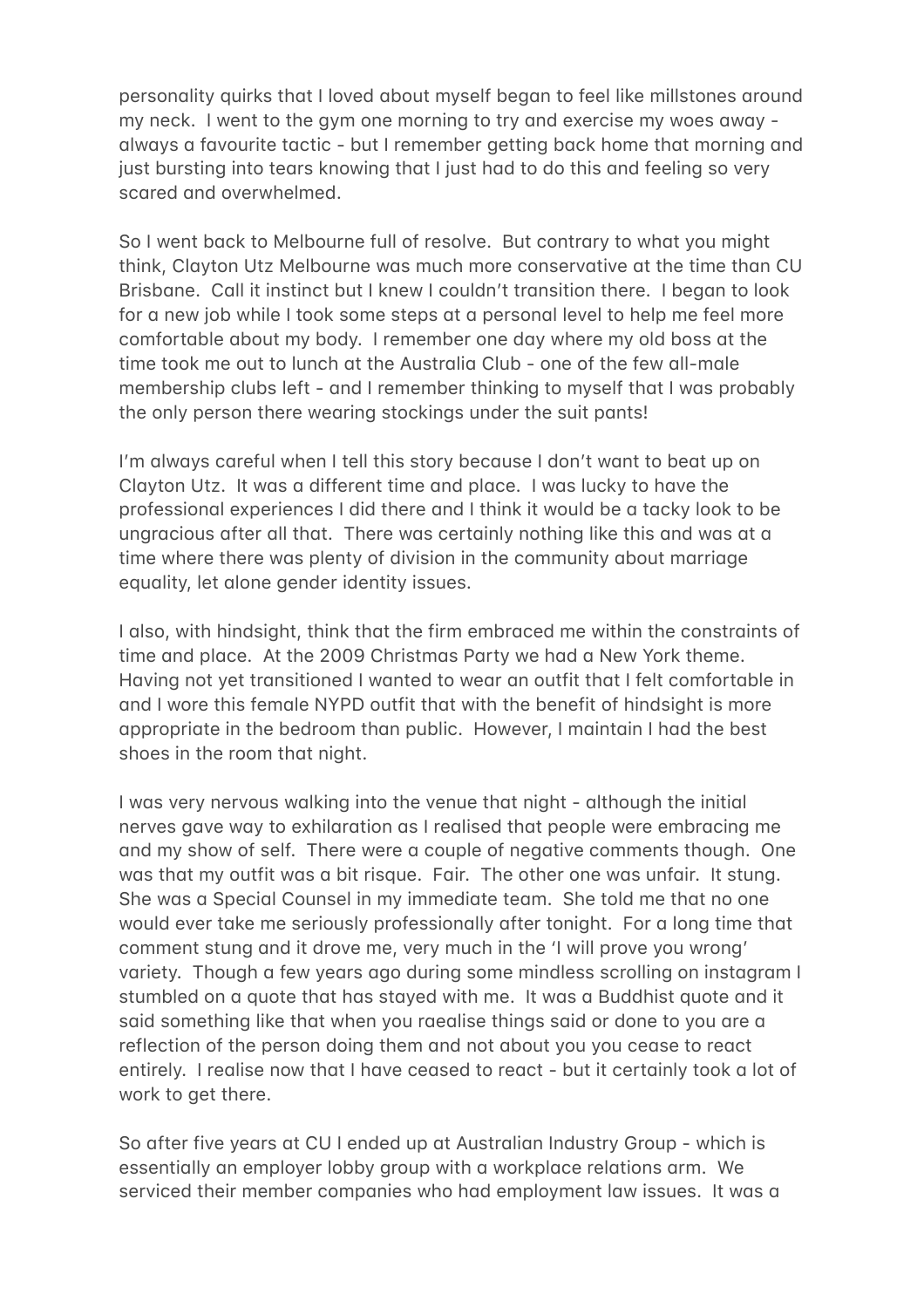personality quirks that I loved about myself began to feel like millstones around my neck. I went to the gym one morning to try and exercise my woes away - always a favourite tactic - but I remember getting back home that morning and just bursting into tears knowing that I just had to do this and feeling so very scared and overwhelmed.

So I went back to Melbourne full of resolve. But contrary to what you might think, Clayton Utz Melbourne was much more conservative at the time than CU Brisbane. Call it instinct but I knew I couldn't transition there. I began to look for a new job while I took some steps at a personal level to help me feel more comfortable about my body. I remember one day where my old boss at the time took me out to lunch at the Australia Club - one of the few all-male membership clubs left - and I remember thinking to myself that I was probably the only person there wearing stockings under the suit pants!

I'm always careful when I tell this story because I don't want to beat up on Clayton Utz. It was a different time and place. I was lucky to have the professional experiences I did there and I think it would be a tacky look to be ungracious after all that. There was certainly nothing like this and was at a time where there was plenty of division in the community about marriage equality, let alone gender identity issues.

I also, with hindsight, think that the firm embraced me within the constraints of time and place. At the 2009 Christmas Party we had a New York theme. Having not yet transitioned I wanted to wear an outfit that I felt comfortable in and I wore this female NYPD outfit that with the benefit of hindsight is more appropriate in the bedroom than public. However, I maintain I had the best shoes in the room that night.

I was very nervous walking into the venue that night - although the initial nerves gave way to exhilaration as I realised that people were embracing me and my show of self. There were a couple of negative comments though. One was that my outfit was a bit risque. Fair. The other one was unfair. It stung. She was a Special Counsel in my immediate team. She told me that no one would ever take me seriously professionally after tonight. For a long time that comment stung and it drove me, very much in the 'I will prove you wrong' variety. Though a few years ago during some mindless scrolling on instagram I stumbled on a quote that has stayed with me. It was a Buddhist quote and it said something like that when you raealise things said or done to you are a reflection of the person doing them and not about you you cease to react entirely. I realise now that I have ceased to react - but it certainly took a lot of work to get there.

So after five years at CU I ended up at Australian Industry Group - which is essentially an employer lobby group with a workplace relations arm. We serviced their member companies who had employment law issues. It was a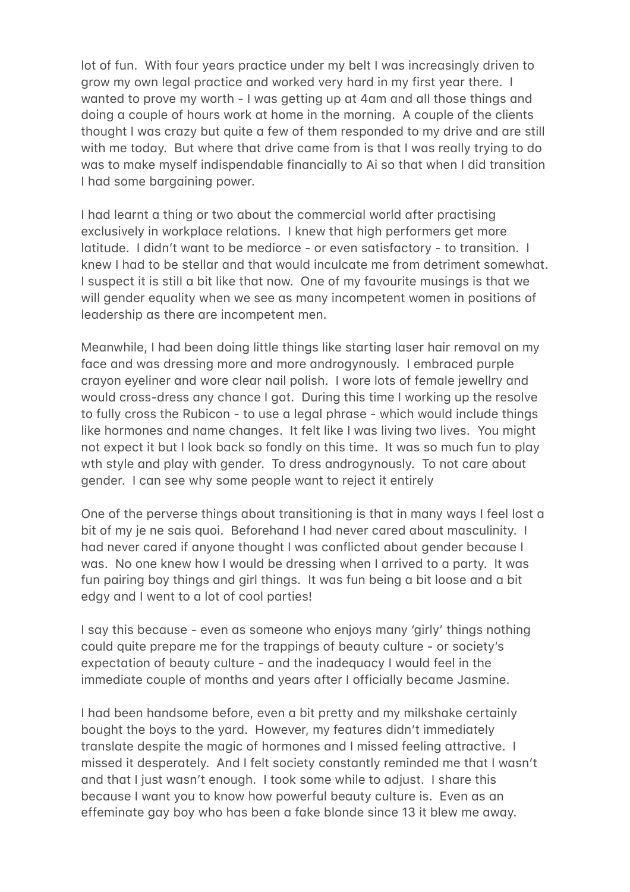lot of fun. With four years practice under my belt I was increasingly driven to grow my own legal practice and worked very hard in my first year there. I wanted to prove my worth - I was getting up at 4am and all those things and doing a couple of hours work at home in the morning. A couple of the clients thought I was crazy but quite a few of them responded to my drive and are still with me today. But where that drive came from is that I was really trying to do was to make myself indispendable financially to Ai so that when I did transition I had some bargaining power.

I had learnt a thing or two about the commercial world after practising exclusively in workplace relations. I knew that high performers get more latitude. I didn't want to be mediorce - or even satisfactory - to transition. I knew I had to be stellar and that would inculcate me from detriment somewhat. I suspect it is still a bit like that now. One of my favourite musings is that we will gender equality when we see as many incompetent women in positions of leadership as there are incompetent men.

Meanwhile, I had been doing little things like starting laser hair removal on my face and was dressing more and more androgynously. I embraced purple crayon eyeliner and wore clear nail polish. I wore lots of female jewellry and would cross-dress any chance I got. During this time I working up the resolve to fully cross the Rubicon - to use a legal phrase - which would include things like hormones and name changes. It felt like I was living two lives. You might not expect it but I look back so fondly on this time. It was so much fun to play wth style and play with gender. To dress androgynously. To not care about gender. I can see why some people want to reject it entirely

One of the perverse things about transitioning is that in many ways I feel lost a bit of my je ne sais quoi. Beforehand I had never cared about masculinity. I had never cared if anyone thought I was conflicted about gender because I was. No one knew how I would be dressing when I arrived to a party. It was fun pairing boy things and girl things. It was fun being a bit loose and a bit edgy and I went to a lot of cool parties!

I say this because - even as someone who enjoys many 'girly' things nothing could quite prepare me for the trappings of beauty culture - or society's expectation of beauty culture - and the inadequacy I would feel in the immediate couple of months and years after I officially became Jasmine.

I had been handsome before, even a bit pretty and my milkshake certainly bought the boys to the yard. However, my features didn't immediately translate despite the magic of hormones and I missed feeling attractive. I missed it desperately. And I felt society constantly reminded me that I wasn't and that I just wasn't enough. I took some while to adjust. I share this because I want you to know how powerful beauty culture is. Even as an effeminate gay boy who has been a fake blonde since 13 it blew me away.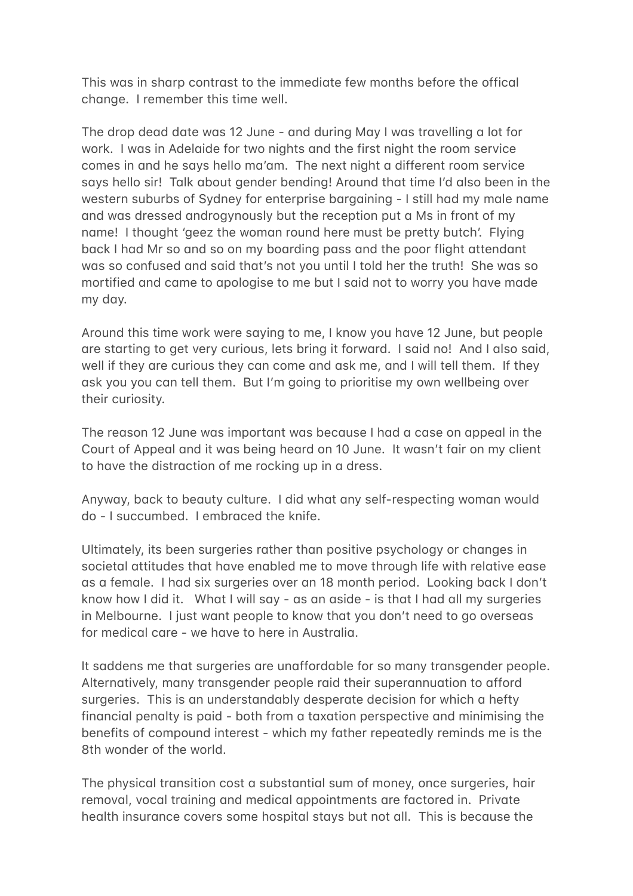This was in sharp contrast to the immediate few months before the offical change. I remember this time well.

The drop dead date was 12 June - and during May I was travelling a lot for work. I was in Adelaide for two nights and the first night the room service comes in and he says hello ma'am. The next night a different room service says hello sir! Talk about gender bending! Around that time I'd also been in the western suburbs of Sydney for enterprise bargaining - I still had my male name and was dressed androgynously but the reception put a Ms in front of my name! I thought 'geez the woman round here must be pretty butch'. Flying back I had Mr so and so on my boarding pass and the poor flight attendant was so confused and said that's not you until I told her the truth! She was so mortified and came to apologise to me but I said not to worry you have made my day.

Around this time work were saying to me, I know you have 12 June, but people are starting to get very curious, lets bring it forward. I said no! And I also said, well if they are curious they can come and ask me, and I will tell them. If they ask you you can tell them. But I'm going to prioritise my own wellbeing over their curiosity.

The reason 12 June was important was because I had a case on appeal in the Court of Appeal and it was being heard on 10 June. It wasn't fair on my client to have the distraction of me rocking up in a dress.

Anyway, back to beauty culture. I did what any self-respecting woman would do - I succumbed. I embraced the knife.

Ultimately, its been surgeries rather than positive psychology or changes in societal attitudes that have enabled me to move through life with relative ease as a female. I had six surgeries over an 18 month period. Looking back I don't know how I did it. What I will say - as an aside - is that I had all my surgeries in Melbourne. I just want people to know that you don't need to go overseas for medical care - we have to here in Australia.

It saddens me that surgeries are unaffordable for so many transgender people. Alternatively, many transgender people raid their superannuation to afford surgeries. This is an understandably desperate decision for which a hefty financial penalty is paid - both from a taxation perspective and minimising the benefits of compound interest - which my father repeatedly reminds me is the 8th wonder of the world.

The physical transition cost a substantial sum of money, once surgeries, hair removal, vocal training and medical appointments are factored in. Private health insurance covers some hospital stays but not all. This is because the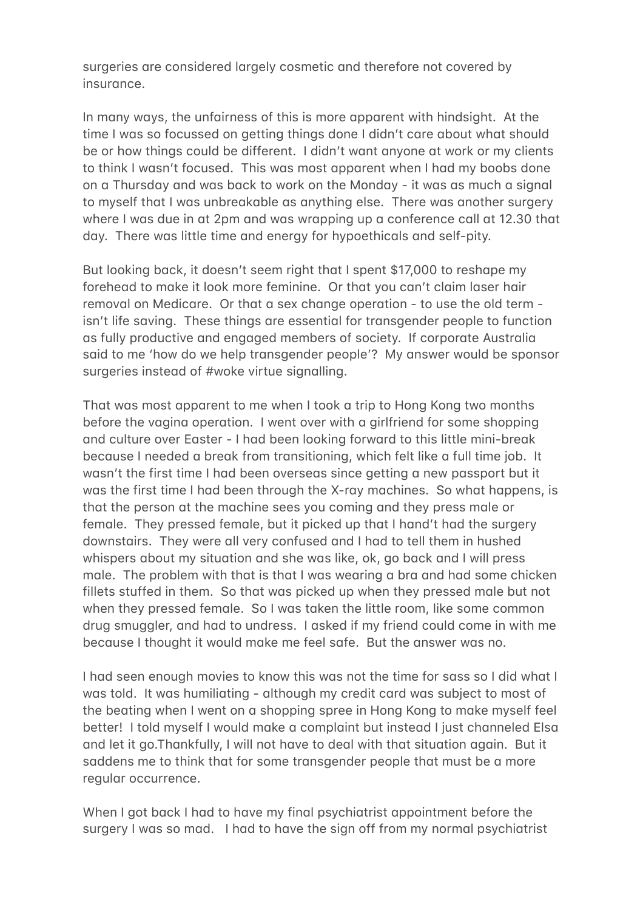surgeries are considered largely cosmetic and therefore not covered by insurance.

In many ways, the unfairness of this is more apparent with hindsight. At the time I was so focussed on getting things done I didn't care about what should be or how things could be different. I didn't want anyone at work or my clients to think I wasn't focused. This was most apparent when I had my boobs done on a Thursday and was back to work on the Monday - it was as much a signal to myself that I was unbreakable as anything else. There was another surgery where I was due in at 2pm and was wrapping up a conference call at 12.30 that day. There was little time and energy for hypoethicals and self-pity.

But looking back, it doesn't seem right that I spent $17,000 to reshape my forehead to make it look more feminine. Or that you can't claim laser hair removal on Medicare. Or that a sex change operation - to use the old term - isn't life saving. These things are essential for transgender people to function as fully productive and engaged members of society. If corporate Australia said to me 'how do we help transgender people'? My answer would be sponsor surgeries instead of #woke virtue signalling.

That was most apparent to me when I took a trip to Hong Kong two months before the vagina operation. I went over with a girlfriend for some shopping and culture over Easter - I had been looking forward to this little mini-break because I needed a break from transitioning, which felt like a full time job. It wasn't the first time I had been overseas since getting a new passport but it was the first time I had been through the X-ray machines. So what happens, is that the person at the machine sees you coming and they press male or female. They pressed female, but it picked up that I hand't had the surgery downstairs. They were all very confused and I had to tell them in hushed whispers about my situation and she was like, ok, go back and I will press male. The problem with that is that I was wearing a bra and had some chicken fillets stuffed in them. So that was picked up when they pressed male but not when they pressed female. So I was taken the little room, like some common drug smuggler, and had to undress. I asked if my friend could come in with me because I thought it would make me feel safe. But the answer was no.

I had seen enough movies to know this was not the time for sass so I did what I was told. It was humiliating - although my credit card was subject to most of the beating when I went on a shopping spree in Hong Kong to make myself feel better! I told myself I would make a complaint but instead I just channeled Elsa and let it go.Thankfully, I will not have to deal with that situation again. But it saddens me to think that for some transgender people that must be a more regular occurrence.

When I got back I had to have my final psychiatrist appointment before the surgery I was so mad. I had to have the sign off from my normal psychiatrist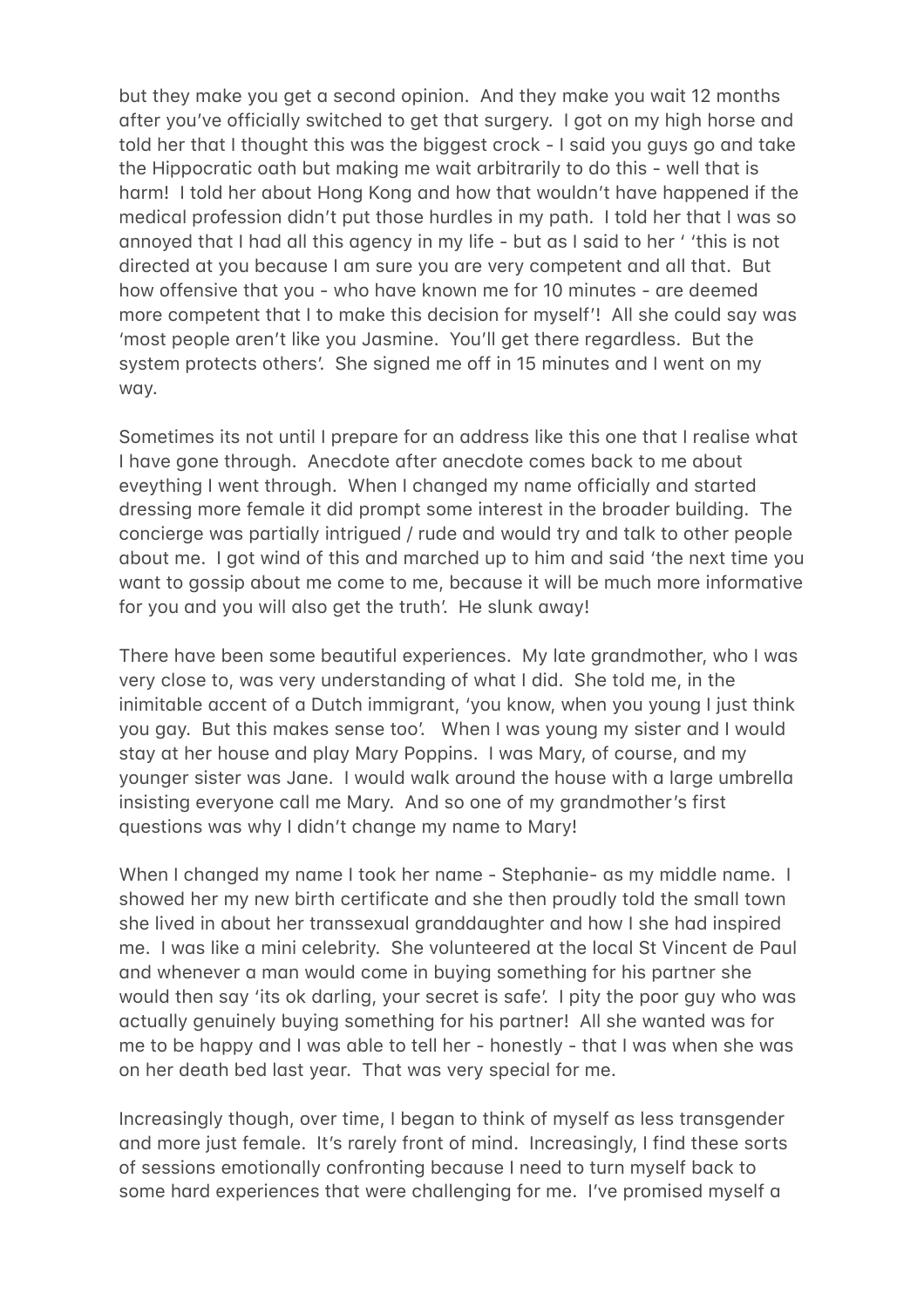but they make you get a second opinion. And they make you wait 12 months after you've officially switched to get that surgery. I got on my high horse and told her that I thought this was the biggest crock - I said you guys go and take the Hippocratic oath but making me wait arbitrarily to do this - well that is harm! I told her about Hong Kong and how that wouldn't have happened if the medical profession didn't put those hurdles in my path. I told her that I was so annoyed that I had all this agency in my life - but as I said to her ' 'this is not directed at you because I am sure you are very competent and all that. But how offensive that you - who have known me for 10 minutes - are deemed more competent that I to make this decision for myself'! All she could say was 'most people aren't like you Jasmine. You'll get there regardless. But the system protects others'. She signed me off in 15 minutes and I went on my way.

Sometimes its not until I prepare for an address like this one that I realise what I have gone through. Anecdote after anecdote comes back to me about eveything I went through. When I changed my name officially and started dressing more female it did prompt some interest in the broader building. The concierge was partially intrigued / rude and would try and talk to other people about me. I got wind of this and marched up to him and said 'the next time you want to gossip about me come to me, because it will be much more informative for you and you will also get the truth'. He slunk away!

There have been some beautiful experiences. My late grandmother, who I was very close to, was very understanding of what I did. She told me, in the inimitable accent of a Dutch immigrant, 'you know, when you young I just think you gay. But this makes sense too'. When I was young my sister and I would stay at her house and play Mary Poppins. I was Mary, of course, and my younger sister was Jane. I would walk around the house with a large umbrella insisting everyone call me Mary. And so one of my grandmother's first questions was why I didn't change my name to Mary!

When I changed my name I took her name - Stephanie- as my middle name. I showed her my new birth certificate and she then proudly told the small town she lived in about her transsexual granddaughter and how I she had inspired me. I was like a mini celebrity. She volunteered at the local St Vincent de Paul and whenever a man would come in buying something for his partner she would then say 'its ok darling, your secret is safe'. I pity the poor guy who was actually genuinely buying something for his partner! All she wanted was for me to be happy and I was able to tell her - honestly - that I was when she was on her death bed last year. That was very special for me.

Increasingly though, over time, I began to think of myself as less transgender and more just female. It's rarely front of mind. Increasingly, I find these sorts of sessions emotionally confronting because I need to turn myself back to some hard experiences that were challenging for me. I've promised myself a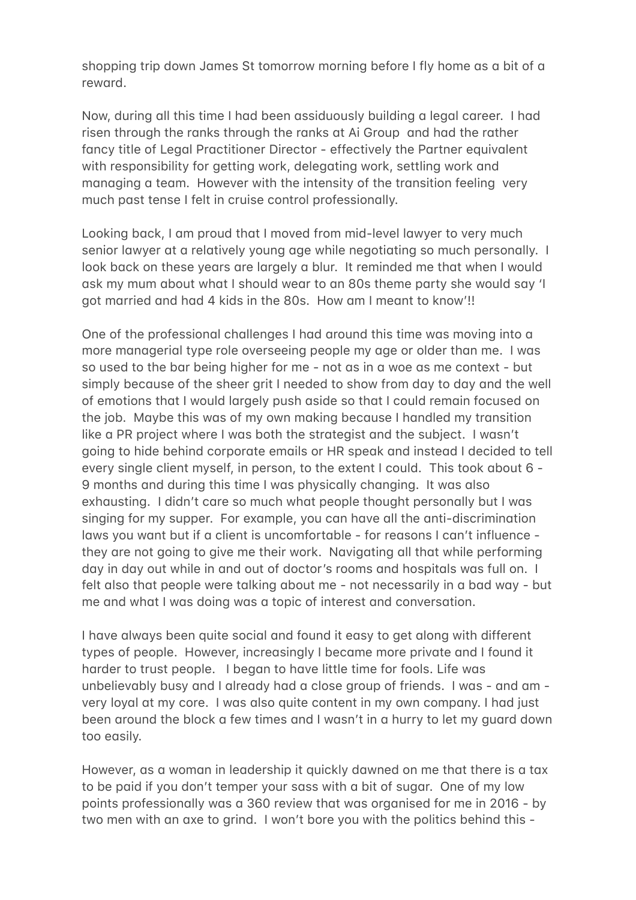shopping trip down James St tomorrow morning before I fly home as a bit of a reward.

Now, during all this time I had been assiduously building a legal career. I had risen through the ranks through the ranks at Ai Group and had the rather fancy title of Legal Practitioner Director - effectively the Partner equivalent with responsibility for getting work, delegating work, settling work and managing a team. However with the intensity of the transition feeling very much past tense I felt in cruise control professionally.

Looking back, I am proud that I moved from mid-level lawyer to very much senior lawyer at a relatively young age while negotiating so much personally. I look back on these years are largely a blur. It reminded me that when I would ask my mum about what I should wear to an 80s theme party she would say 'I got married and had 4 kids in the 80s. How am I meant to know'!!

One of the professional challenges I had around this time was moving into a more managerial type role overseeing people my age or older than me. I was so used to the bar being higher for me - not as in a woe as me context - but simply because of the sheer grit I needed to show from day to day and the well of emotions that I would largely push aside so that I could remain focused on the job. Maybe this was of my own making because I handled my transition like a PR project where I was both the strategist and the subject. I wasn't going to hide behind corporate emails or HR speak and instead I decided to tell every single client myself, in person, to the extent I could. This took about 6 - 9 months and during this time I was physically changing. It was also exhausting. I didn't care so much what people thought personally but I was singing for my supper. For example, you can have all the anti-discrimination laws you want but if a client is uncomfortable - for reasons I can't influence - they are not going to give me their work. Navigating all that while performing day in day out while in and out of doctor's rooms and hospitals was full on. I felt also that people were talking about me - not necessarily in a bad way - but me and what I was doing was a topic of interest and conversation.

I have always been quite social and found it easy to get along with different types of people. However, increasingly I became more private and I found it harder to trust people. I began to have little time for fools. Life was unbelievably busy and I already had a close group of friends. I was - and am - very loyal at my core. I was also quite content in my own company. I had just been around the block a few times and I wasn't in a hurry to let my guard down too easily.

However, as a woman in leadership it quickly dawned on me that there is a tax to be paid if you don't temper your sass with a bit of sugar. One of my low points professionally was a 360 review that was organised for me in 2016 - by two men with an axe to grind. I won't bore you with the politics behind this -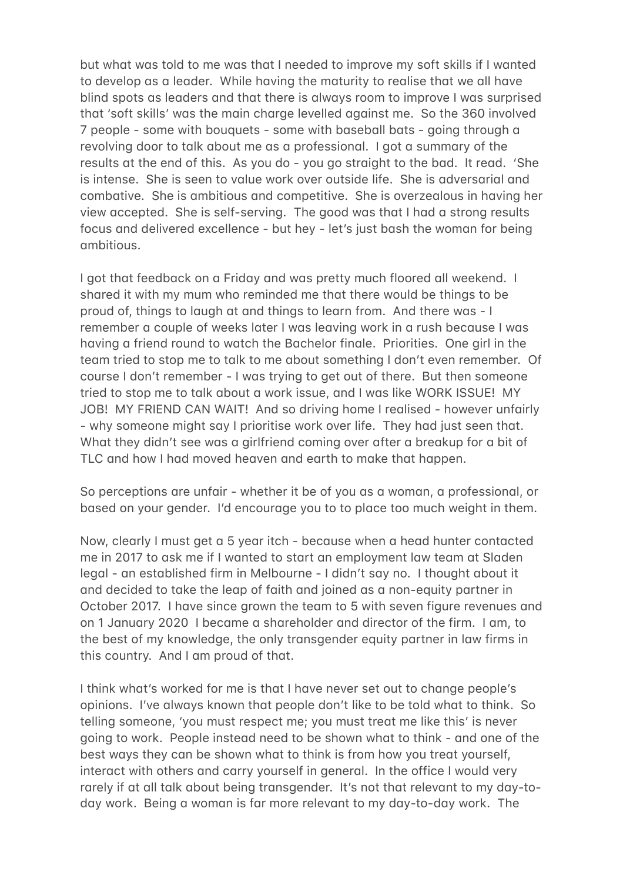but what was told to me was that I needed to improve my soft skills if I wanted to develop as a leader. While having the maturity to realise that we all have blind spots as leaders and that there is always room to improve I was surprised that 'soft skills' was the main charge levelled against me. So the 360 involved 7 people - some with bouquets - some with baseball bats - going through a revolving door to talk about me as a professional. I got a summary of the results at the end of this. As you do - you go straight to the bad. It read. 'She is intense. She is seen to value work over outside life. She is adversarial and combative. She is ambitious and competitive. She is overzealous in having her view accepted. She is self-serving. The good was that I had a strong results focus and delivered excellence - but hey - let's just bash the woman for being ambitious.

I got that feedback on a Friday and was pretty much floored all weekend. I shared it with my mum who reminded me that there would be things to be proud of, things to laugh at and things to learn from. And there was - I remember a couple of weeks later I was leaving work in a rush because I was having a friend round to watch the Bachelor finale. Priorities. One girl in the team tried to stop me to talk to me about something I don't even remember. Of course I don't remember - I was trying to get out of there. But then someone tried to stop me to talk about a work issue, and I was like WORK ISSUE! MY JOB! MY FRIEND CAN WAIT! And so driving home I realised - however unfairly - why someone might say I prioritise work over life. They had just seen that. What they didn't see was a girlfriend coming over after a breakup for a bit of TLC and how I had moved heaven and earth to make that happen.

So perceptions are unfair - whether it be of you as a woman, a professional, or based on your gender. I'd encourage you to to place too much weight in them.

Now, clearly I must get a 5 year itch - because when a head hunter contacted me in 2017 to ask me if I wanted to start an employment law team at Sladen legal - an established firm in Melbourne - I didn't say no. I thought about it and decided to take the leap of faith and joined as a non-equity partner in October 2017. I have since grown the team to 5 with seven figure revenues and on 1 January 2020 I became a shareholder and director of the firm. I am, to the best of my knowledge, the only transgender equity partner in law firms in this country. And I am proud of that.

I think what's worked for me is that I have never set out to change people's opinions. I've always known that people don't like to be told what to think. So telling someone, 'you must respect me; you must treat me like this' is never going to work. People instead need to be shown what to think - and one of the best ways they can be shown what to think is from how you treat yourself, interact with others and carry yourself in general. In the office I would very rarely if at all talk about being transgender. It's not that relevant to my day-to-day work. Being a woman is far more relevant to my day-to-day work. The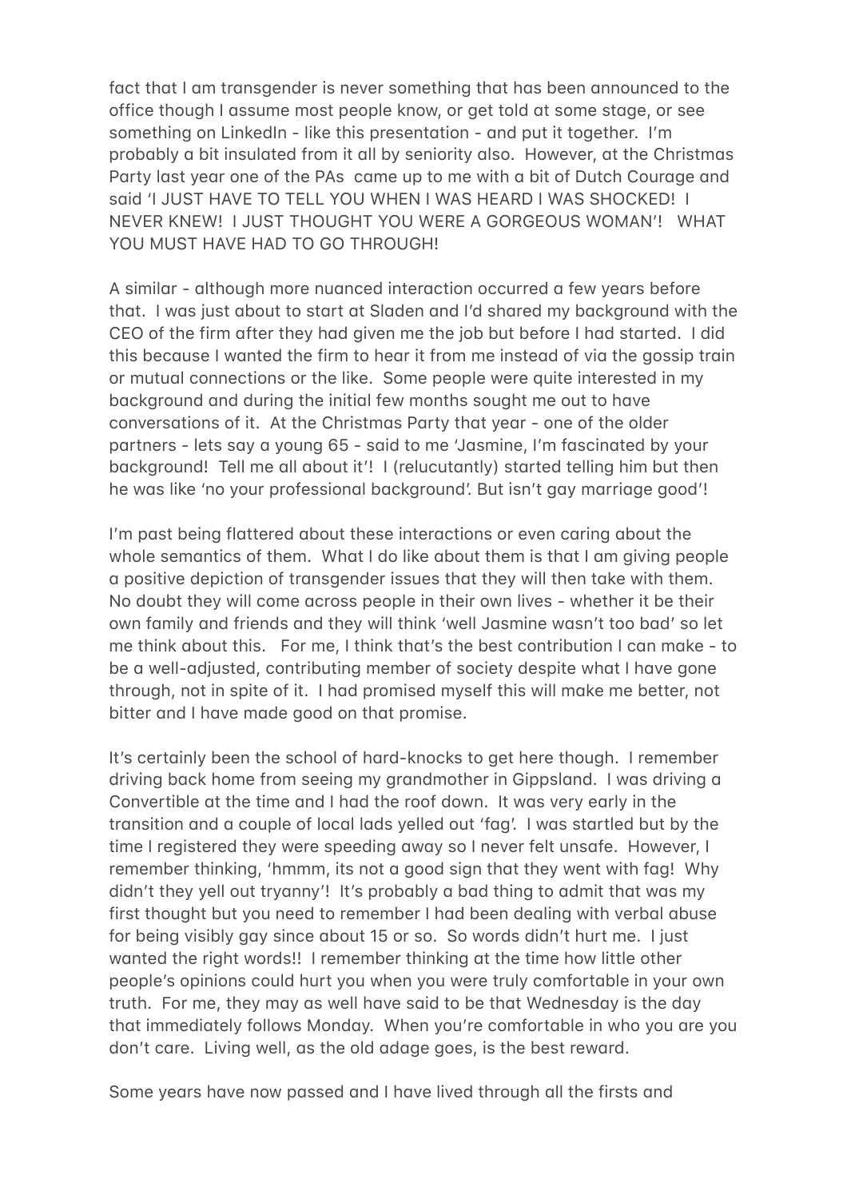fact that I am transgender is never something that has been announced to the office though I assume most people know, or get told at some stage, or see something on LinkedIn - like this presentation - and put it together. I'm probably a bit insulated from it all by seniority also. However, at the Christmas Party last year one of the PAs came up to me with a bit of Dutch Courage and said 'I JUST HAVE TO TELL YOU WHEN I WAS HEARD I WAS SHOCKED! I NEVER KNEW! I JUST THOUGHT YOU WERE A GORGEOUS WOMAN'! WHAT YOU MUST HAVE HAD TO GO THROUGH!

A similar - although more nuanced interaction occurred a few years before that. I was just about to start at Sladen and I'd shared my background with the CEO of the firm after they had given me the job but before I had started. I did this because I wanted the firm to hear it from me instead of via the gossip train or mutual connections or the like. Some people were quite interested in my background and during the initial few months sought me out to have conversations of it. At the Christmas Party that year - one of the older partners - lets say a young 65 - said to me 'Jasmine, I'm fascinated by your background! Tell me all about it'! I (relucutantly) started telling him but then he was like 'no your professional background'. But isn't gay marriage good'!

I'm past being flattered about these interactions or even caring about the whole semantics of them. What I do like about them is that I am giving people a positive depiction of transgender issues that they will then take with them. No doubt they will come across people in their own lives - whether it be their own family and friends and they will think 'well Jasmine wasn't too bad' so let me think about this. For me, I think that's the best contribution I can make - to be a well-adjusted, contributing member of society despite what I have gone through, not in spite of it. I had promised myself this will make me better, not bitter and I have made good on that promise.

It's certainly been the school of hard-knocks to get here though. I remember driving back home from seeing my grandmother in Gippsland. I was driving a Convertible at the time and I had the roof down. It was very early in the transition and a couple of local lads yelled out 'fag'. I was startled but by the time I registered they were speeding away so I never felt unsafe. However, I remember thinking, 'hmmm, its not a good sign that they went with fag! Why didn't they yell out tryanny'! It's probably a bad thing to admit that was my first thought but you need to remember I had been dealing with verbal abuse for being visibly gay since about 15 or so. So words didn't hurt me. I just wanted the right words!! I remember thinking at the time how little other people's opinions could hurt you when you were truly comfortable in your own truth. For me, they may as well have said to be that Wednesday is the day that immediately follows Monday. When you're comfortable in who you are you don't care. Living well, as the old adage goes, is the best reward.

Some years have now passed and I have lived through all the firsts and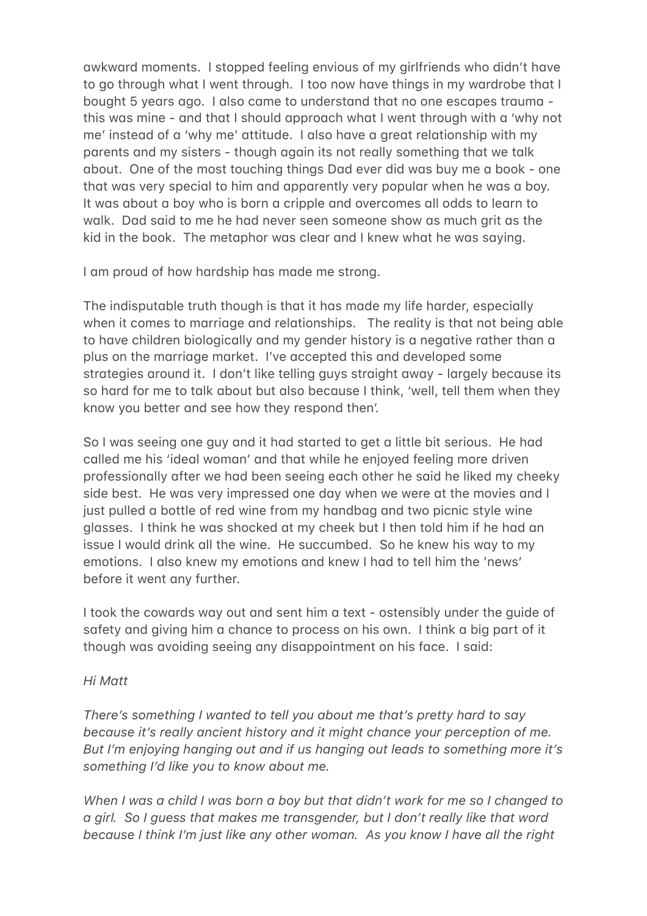awkward moments. I stopped feeling envious of my girlfriends who didn't have to go through what I went through. I too now have things in my wardrobe that I bought 5 years ago. I also came to understand that no one escapes trauma - this was mine - and that I should approach what I went through with a 'why not me' instead of a 'why me' attitude. I also have a great relationship with my parents and my sisters - though again its not really something that we talk about. One of the most touching things Dad ever did was buy me a book - one that was very special to him and apparently very popular when he was a boy. It was about a boy who is born a cripple and overcomes all odds to learn to walk. Dad said to me he had never seen someone show as much grit as the kid in the book. The metaphor was clear and I knew what he was saying.

I am proud of how hardship has made me strong.

The indisputable truth though is that it has made my life harder, especially when it comes to marriage and relationships. The reality is that not being able to have children biologically and my gender history is a negative rather than a plus on the marriage market. I've accepted this and developed some strategies around it. I don't like telling guys straight away - largely because its so hard for me to talk about but also because I think, 'well, tell them when they know you better and see how they respond then'.

So I was seeing one guy and it had started to get a little bit serious. He had called me his 'ideal woman' and that while he enjoyed feeling more driven professionally after we had been seeing each other he said he liked my cheeky side best. He was very impressed one day when we were at the movies and I just pulled a bottle of red wine from my handbag and two picnic style wine glasses. I think he was shocked at my cheek but I then told him if he had an issue I would drink all the wine. He succumbed. So he knew his way to my emotions. I also knew my emotions and knew I had to tell him the 'news' before it went any further.

I took the cowards way out and sent him a text - ostensibly under the guide of safety and giving him a chance to process on his own. I think a big part of it though was avoiding seeing any disappointment on his face. I said:

*Hi Matt*

*There's something I wanted to tell you about me that's pretty hard to say because it's really ancient history and it might chance your perception of me. But I'm enjoying hanging out and if us hanging out leads to something more it's something I'd like you to know about me.*

*When I was a child I was born a boy but that didn't work for me so I changed to a girl. So I guess that makes me transgender, but I don't really like that word because I think I'm just like any other woman. As you know I have all the right*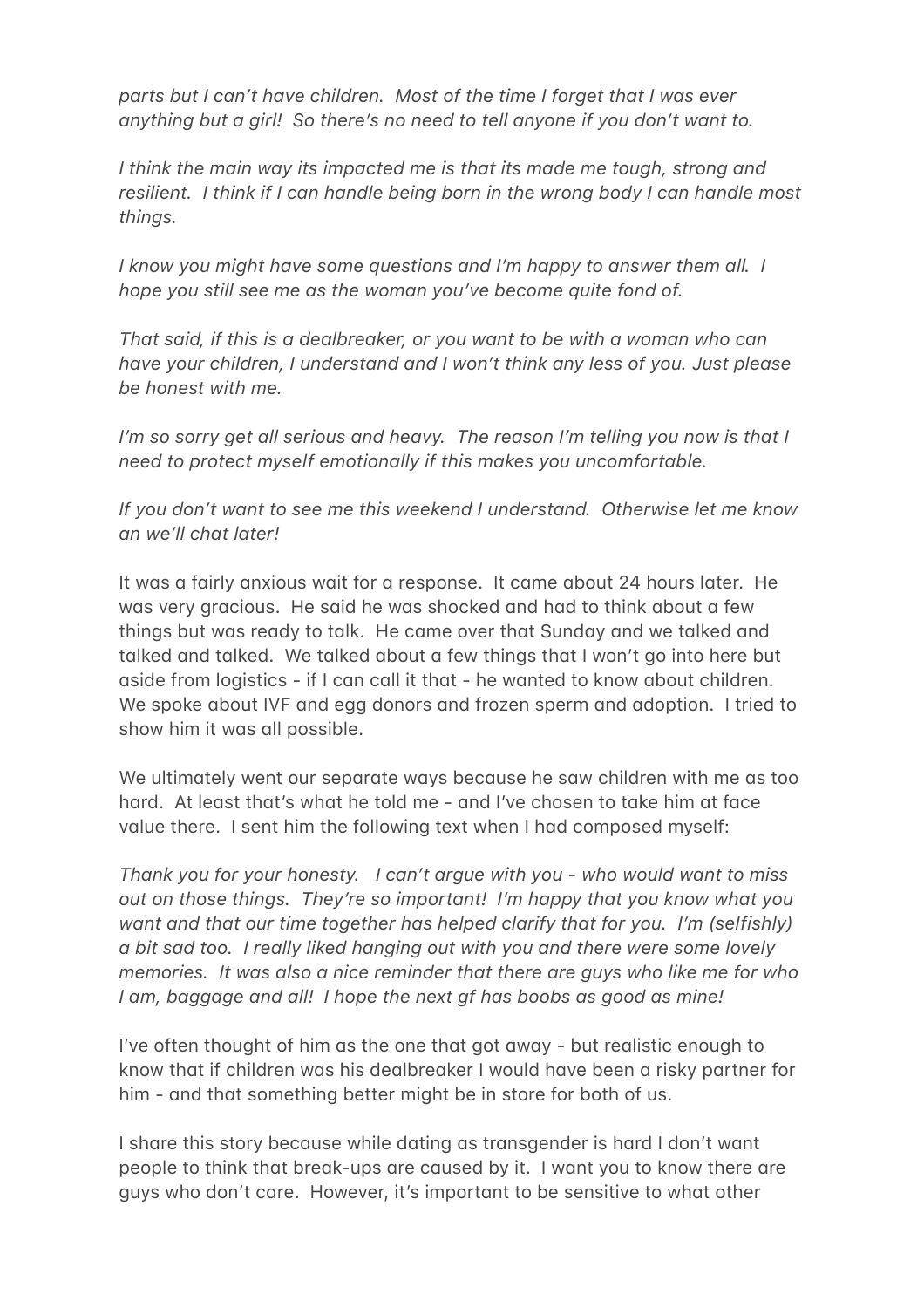*parts but I can't have children. Most of the time I forget that I was ever anything but a girl! So there's no need to tell anyone if you don't want to.*

*I think the main way its impacted me is that its made me tough, strong and resilient. I think if I can handle being born in the wrong body I can handle most things.*

*I know you might have some questions and I'm happy to answer them all. I hope you still see me as the woman you've become quite fond of.*

*That said, if this is a dealbreaker, or you want to be with a woman who can have your children, I understand and I won't think any less of you. Just please be honest with me.*

*I'm so sorry get all serious and heavy. The reason I'm telling you now is that I need to protect myself emotionally if this makes you uncomfortable.*

*If you don't want to see me this weekend I understand. Otherwise let me know an we'll chat later!*

It was a fairly anxious wait for a response. It came about 24 hours later. He was very gracious. He said he was shocked and had to think about a few things but was ready to talk. He came over that Sunday and we talked and talked and talked. We talked about a few things that I won't go into here but aside from logistics - if I can call it that - he wanted to know about children. We spoke about IVF and egg donors and frozen sperm and adoption. I tried to show him it was all possible.

We ultimately went our separate ways because he saw children with me as too hard. At least that's what he told me - and I've chosen to take him at face value there. I sent him the following text when I had composed myself:

*Thank you for your honesty. I can't argue with you - who would want to miss out on those things. They're so important! I'm happy that you know what you want and that our time together has helped clarify that for you. I'm (selfishly) a bit sad too. I really liked hanging out with you and there were some lovely memories. It was also a nice reminder that there are guys who like me for who I am, baggage and all! I hope the next gf has boobs as good as mine!*

I've often thought of him as the one that got away - but realistic enough to know that if children was his dealbreaker I would have been a risky partner for him - and that something better might be in store for both of us.

I share this story because while dating as transgender is hard I don't want people to think that break-ups are caused by it. I want you to know there are guys who don't care. However, it's important to be sensitive to what other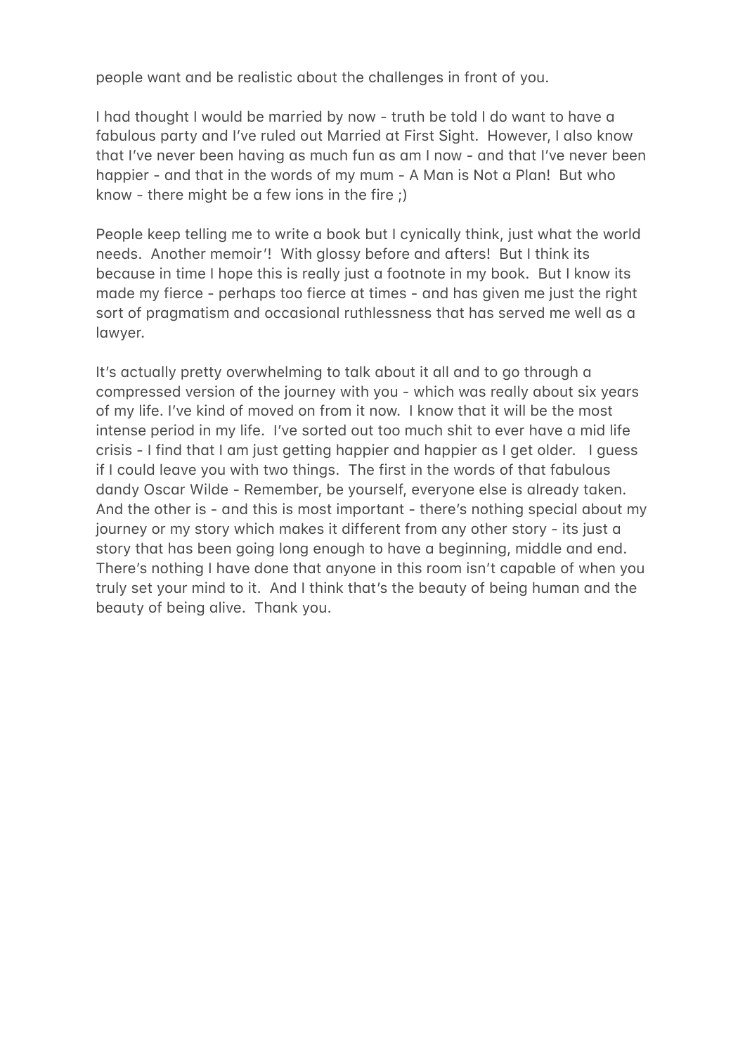people want and be realistic about the challenges in front of you.

I had thought I would be married by now - truth be told I do want to have a fabulous party and I've ruled out Married at First Sight. However, I also know that I've never been having as much fun as am I now - and that I've never been happier - and that in the words of my mum - A Man is Not a Plan! But who know - there might be a few ions in the fire ;)

People keep telling me to write a book but I cynically think, just what the world needs. Another memoir'! With glossy before and afters! But I think its because in time I hope this is really just a footnote in my book. But I know its made my fierce - perhaps too fierce at times - and has given me just the right sort of pragmatism and occasional ruthlessness that has served me well as a lawyer.

It's actually pretty overwhelming to talk about it all and to go through a compressed version of the journey with you - which was really about six years of my life. I've kind of moved on from it now. I know that it will be the most intense period in my life. I've sorted out too much shit to ever have a mid life crisis - I find that I am just getting happier and happier as I get older. I guess if I could leave you with two things. The first in the words of that fabulous dandy Oscar Wilde - Remember, be yourself, everyone else is already taken. And the other is - and this is most important - there's nothing special about my journey or my story which makes it different from any other story - its just a story that has been going long enough to have a beginning, middle and end. There's nothing I have done that anyone in this room isn't capable of when you truly set your mind to it. And I think that's the beauty of being human and the beauty of being alive. Thank you.